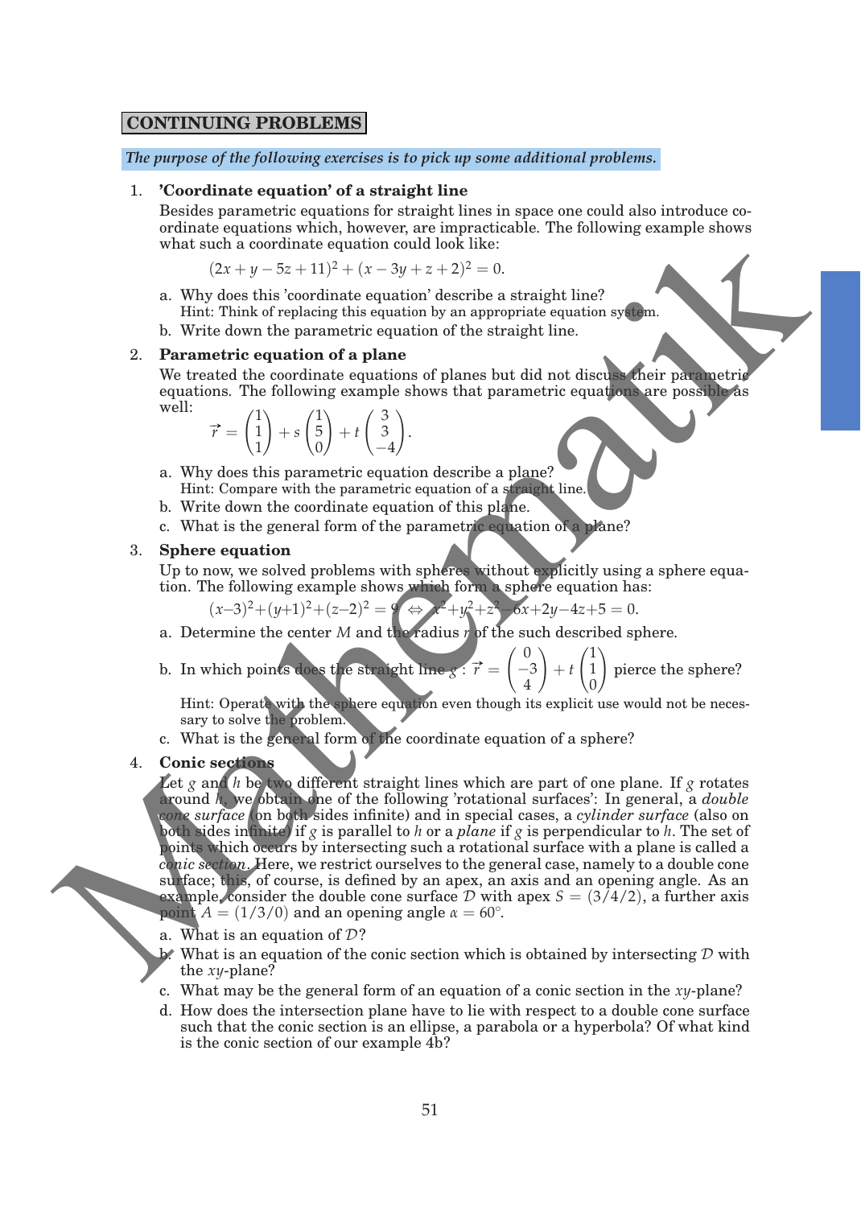## CONTINUING PROBLEMS

*The purpose of the following exercises is to pick up some additional problems.*

1. **'Coordinate equation' of a straight line**

   Besides parametric equations for straight lines in space one could also introduce coordinate equations which, however, are impracticable. The following example shows what such a coordinate equation could look like:

   $$(2x + y - 5z + 11)^2 + (x - 3y + z + 2)^2 = 0.$$

   a. Why does this 'coordinate equation' describe a straight line?
   Hint: Think of replacing this equation by an appropriate equation system.

   b. Write down the parametric equation of the straight line.

2. **Parametric equation of a plane**

   We treated the coordinate equations of planes but did not discuss their parametric equations. The following example shows that parametric equations are possible as well:

   $$\vec{r} = \begin{pmatrix}1\\1\\1\end{pmatrix} + s\begin{pmatrix}1\\5\\0\end{pmatrix} + t\begin{pmatrix}3\\3\\-4\end{pmatrix}.$$

   a. Why does this parametric equation describe a plane?
   Hint: Compare with the parametric equation of a straight line.

   b. Write down the coordinate equation of this plane.

   c. What is the general form of the parametric equation of a plane?

3. **Sphere equation**

   Up to now, we solved problems with spheres without explicitly using a sphere equation. The following example shows which form a sphere equation has:

   $$(x-3)^2+(y+1)^2+(z-2)^2 = 9 \Leftrightarrow x^2+y^2+z^2-6x+2y-4z+5 = 0.$$

   a. Determine the center $M$ and the radius $r$ of the such described sphere.

   b. In which points does the straight line $g : \vec{r} = \begin{pmatrix}0\\-3\\4\end{pmatrix} + t\begin{pmatrix}1\\1\\0\end{pmatrix}$ pierce the sphere?

   Hint: Operate with the sphere equation even though its explicit use would not be necessary to solve the problem.

   c. What is the general form of the coordinate equation of a sphere?

4. **Conic sections**

   Let $g$ and $h$ be two different straight lines which are part of one plane. If $g$ rotates around $h$, we obtain one of the following 'rotational surfaces': In general, a *double cone surface* (on both sides infinite) and in special cases, a *cylinder surface* (also on both sides infinite) if $g$ is parallel to $h$ or a *plane* if $g$ is perpendicular to $h$. The set of points which occurs by intersecting such a rotational surface with a plane is called a *conic section*. Here, we restrict ourselves to the general case, namely to a double cone surface; this, of course, is defined by an apex, an axis and an opening angle. As an example, consider the double cone surface $\mathcal{D}$ with apex $S = (3/4/2)$, a further axis point $A = (1/3/0)$ and an opening angle $\alpha = 60°$.

   a. What is an equation of $\mathcal{D}$?

   b. What is an equation of the conic section which is obtained by intersecting $\mathcal{D}$ with the $xy$-plane?

   c. What may be the general form of an equation of a conic section in the $xy$-plane?

   d. How does the intersection plane have to lie with respect to a double cone surface such that the conic section is an ellipse, a parabola or a hyperbola? Of what kind is the conic section of our example 4b?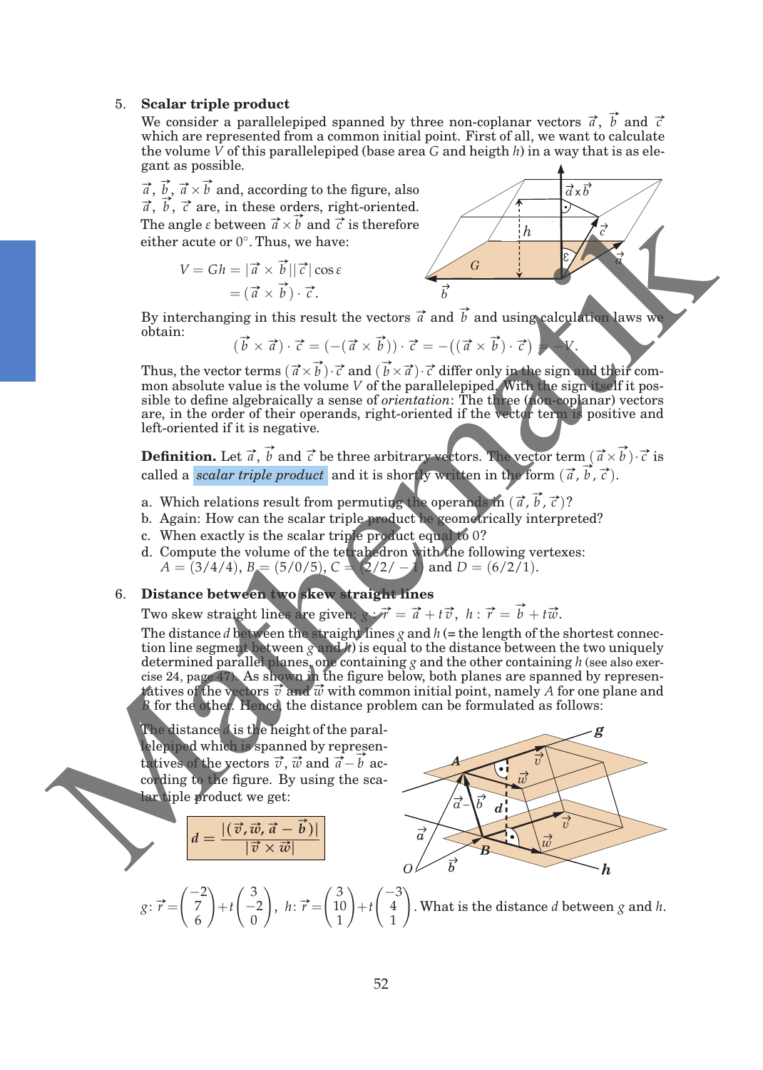5. **Scalar triple product**

We consider a parallelepiped spanned by three non-coplanar vectors $\vec{a}$, $\vec{b}$ and $\vec{c}$ which are represented from a common initial point. First of all, we want to calculate the volume $V$ of this parallelepiped (base area $G$ and heigth $h$) in a way that is as elegant as possible.

$\vec{a}$, $\vec{b}$, $\vec{a}\times\vec{b}$ and, according to the figure, also $\vec{a}$, $\vec{b}$, $\vec{c}$ are, in these orders, right-oriented. The angle $\varepsilon$ between $\vec{a}\times\vec{b}$ and $\vec{c}$ is therefore either acute or $0°$. Thus, we have:

$$V = Gh = |\vec{a}\times\vec{b}||\vec{c}|\cos\varepsilon$$
$$= (\vec{a}\times\vec{b})\cdot\vec{c}.$$

$\vec{a}\times\vec{b}$

$h$

$\vec{c}$

$\varepsilon$

$\vec{a}$

$G$

$\vec{b}$

By interchanging in this result the vectors $\vec{a}$ and $\vec{b}$ and using calculation laws we obtain:

$$(\vec{b}\times\vec{a})\cdot\vec{c} = (-(\vec{a}\times\vec{b}))\cdot\vec{c} = -((\vec{a}\times\vec{b})\cdot\vec{c}) = -V.$$

Thus, the vector terms $(\vec{a}\times\vec{b})\cdot\vec{c}$ and $(\vec{b}\times\vec{a})\cdot\vec{c}$ differ only in the sign and their common absolute value is the volume $V$ of the parallelepiped. With the sign itself it possible to define algebraically a sense of *orientation*: The three (non-coplanar) vectors are, in the order of their operands, right-oriented if the vector term is positive and left-oriented if it is negative.

**Definition.** Let $\vec{a}$, $\vec{b}$ and $\vec{c}$ be three arbitrary vectors. The vector term $(\vec{a}\times\vec{b})\cdot\vec{c}$ is called a *scalar triple product* and it is shortly written in the form $(\vec{a}, \vec{b}, \vec{c})$.

a. Which relations result from permuting the operands in $(\vec{a}, \vec{b}, \vec{c})$?
b. Again: How can the scalar triple product be geometrically interpreted?
c. When exactly is the scalar triple product equal to 0?
d. Compute the volume of the tetrahedron with the following vertexes: $A = (3/4/4)$, $B = (5/0/5)$, $C = (2/2/-1)$ and $D = (6/2/1)$.

6. **Distance between two skew straight lines**

Two skew straight lines are given: $g: \vec{r} = \vec{a} + t\vec{v},\ h: \vec{r} = \vec{b} + t\vec{w}$.

The distance $d$ between the straight lines $g$ and $h$ (= the length of the shortest connection line segment between $g$ and $h$) is equal to the distance between the two uniquely determined parallel planes, one containing $g$ and the other containing $h$ (see also exercise 24, page 47). As shown in the figure below, both planes are spanned by representatives of the vectors $\vec{v}$ and $\vec{w}$ with common initial point, namely $A$ for one plane and $B$ for the other. Hence, the distance problem can be formulated as follows:

The distance $d$ is the height of the parallelepiped which is spanned by representatives of the vectors $\vec{v}$, $\vec{w}$ and $\vec{a}-\vec{b}$ according to the figure. By using the scalar tiple product we get:

$$d = \frac{|(\vec{v}, \vec{w}, \vec{a}-\vec{b})|}{|\vec{v}\times\vec{w}|}$$

$g$

$A$

$\vec{v}$

$\vec{w}$

$\vec{a}-\vec{b}$

$d$

$\vec{v}$

$\vec{a}$

$B$

$\vec{w}$

$O$

$\vec{b}$

$h$

$g: \vec{r} = \begin{pmatrix}-2\\7\\6\end{pmatrix} + t\begin{pmatrix}3\\-2\\0\end{pmatrix},\ h: \vec{r} = \begin{pmatrix}3\\10\\1\end{pmatrix} + t\begin{pmatrix}-3\\4\\1\end{pmatrix}$. What is the distance $d$ between $g$ and $h$.